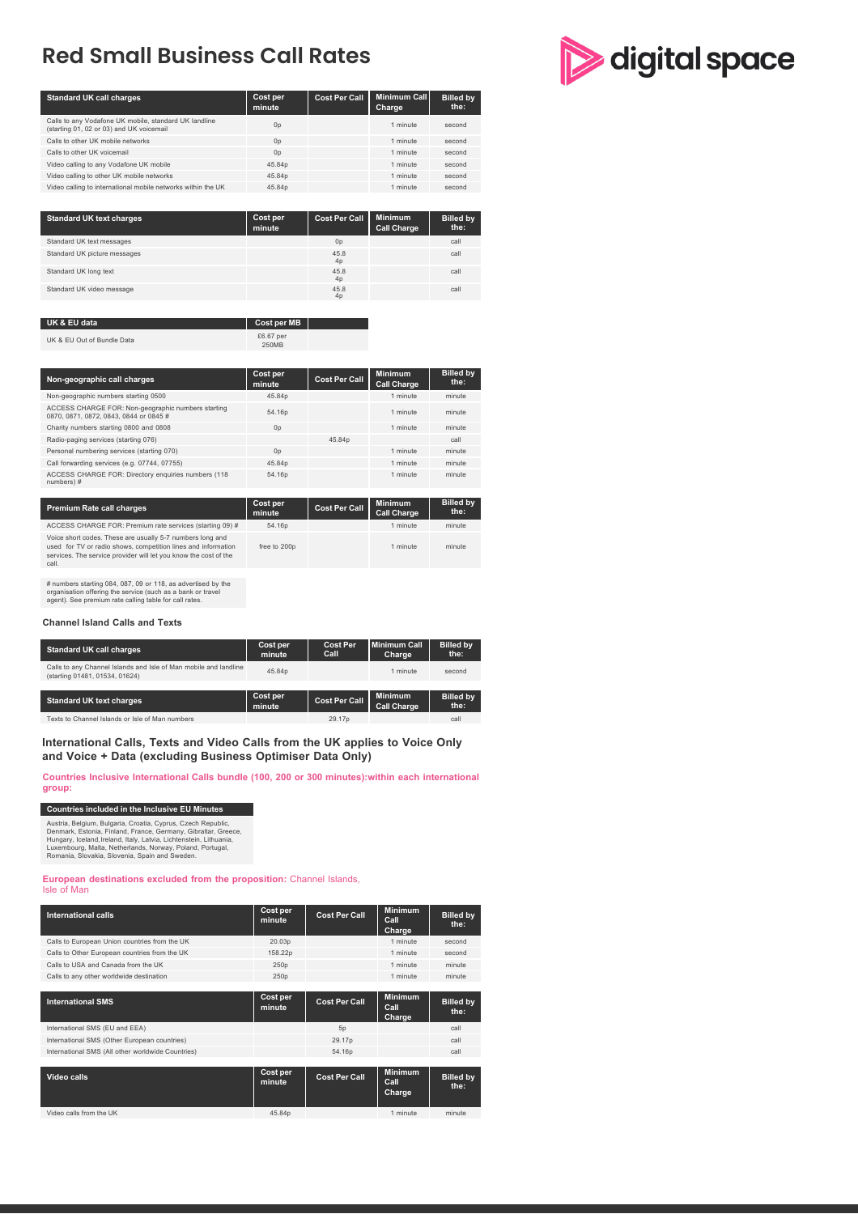# Red Small Business Call Rates

digital space

| Standard UK call charges | Cost per minute | Cost Per Call | Minimum Call Charge | Billed by the: |
|---|---|---|---|---|
| Calls to any Vodafone UK mobile, standard UK landline (starting 01, 02 or 03) and UK voicemail | 0p | | 1 minute | second |
| Calls to other UK mobile networks | 0p | | 1 minute | second |
| Calls to other UK voicemail | 0p | | 1 minute | second |
| Video calling to any Vodafone UK mobile | 45.84p | | 1 minute | second |
| Video calling to other UK mobile networks | 45.84p | | 1 minute | second |
| Video calling to international mobile networks within the UK | 45.84p | | 1 minute | second |

| Standard UK text charges | Cost per minute | Cost Per Call | Minimum Call Charge | Billed by the: |
|---|---|---|---|---|
| Standard UK text messages | | 0p | | call |
| Standard UK picture messages | | 45.84p | | call |
| Standard UK long text | | 45.84p | | call |
| Standard UK video message | | 45.84p | | call |

| UK & EU data | Cost per MB | |
|---|---|---|
| UK & EU Out of Bundle Data | £6.67 per 250MB | |

| Non-geographic call charges | Cost per minute | Cost Per Call | Minimum Call Charge | Billed by the: |
|---|---|---|---|---|
| Non-geographic numbers starting 0500 | 45.84p | | 1 minute | minute |
| ACCESS CHARGE FOR: Non-geographic numbers starting 0870, 0871, 0872, 0843, 0844 or 0845 # | 54.16p | | 1 minute | minute |
| Charity numbers starting 0800 and 0808 | 0p | | 1 minute | minute |
| Radio-paging services (starting 076) | | 45.84p | | call |
| Personal numbering services (starting 070) | 0p | | 1 minute | minute |
| Call forwarding services (e.g. 07744, 07755) | 45.84p | | 1 minute | minute |
| ACCESS CHARGE FOR: Directory enquiries numbers (118 numbers) # | 54.16p | | 1 minute | minute |

| Premium Rate call charges | Cost per minute | Cost Per Call | Minimum Call Charge | Billed by the: |
|---|---|---|---|---|
| ACCESS CHARGE FOR: Premium rate services (starting 09) # | 54.16p | | 1 minute | minute |
| Voice short codes. These are usually 5-7 numbers long and used for TV or radio shows, competition lines and information services. The service provider will let you know the cost of the call. | free to 200p | | 1 minute | minute |

# numbers starting 084, 087, 09 or 118, as advertised by the organisation offering the service (such as a bank or travel agent). See premium rate calling table for call rates.

### Channel Island Calls and Texts

| Standard UK call charges | Cost per minute | Cost Per Call | Minimum Call Charge | Billed by the: |
|---|---|---|---|---|
| Calls to any Channel Islands and Isle of Man mobile and landline (starting 01481, 01534, 01624) | 45.84p | | 1 minute | second |

| Standard UK text charges | Cost per minute | Cost Per Call | Minimum Call Charge | Billed by the: |
|---|---|---|---|---|
| Texts to Channel Islands or Isle of Man numbers | | 29.17p | | call |

## International Calls, Texts and Video Calls from the UK applies to Voice Only and Voice + Data (excluding Business Optimiser Data Only)

**Countries Inclusive International Calls bundle (100, 200 or 300 minutes):within each international group:**

| Countries included in the Inclusive EU Minutes |
|---|
| Austria, Belgium, Bulgaria, Croatia, Cyprus, Czech Republic, Denmark, Estonia, Finland, France, Germany, Gibraltar, Greece, Hungary, Iceland, Ireland, Italy, Latvia, Lichtenstein, Lithuania, Luxembourg, Malta, Netherlands, Norway, Poland, Portugal, Romania, Slovakia, Slovenia, Spain and Sweden. |

**European destinations excluded from the proposition:** Channel Islands, Isle of Man

| International calls | Cost per minute | Cost Per Call | Minimum Call Charge | Billed by the: |
|---|---|---|---|---|
| Calls to European Union countries from the UK | 20.03p | | 1 minute | second |
| Calls to Other European countries from the UK | 158.22p | | 1 minute | second |
| Calls to USA and Canada from the UK | 250p | | 1 minute | minute |
| Calls to any other worldwide destination | 250p | | 1 minute | minute |

| International SMS | Cost per minute | Cost Per Call | Minimum Call Charge | Billed by the: |
|---|---|---|---|---|
| International SMS (EU and EEA) | | 5p | | call |
| International SMS (Other European countries) | | 29.17p | | call |
| International SMS (All other worldwide Countries) | | 54.16p | | call |

| Video calls | Cost per minute | Cost Per Call | Minimum Call Charge | Billed by the: |
|---|---|---|---|---|
| Video calls from the UK | 45.84p | | 1 minute | minute |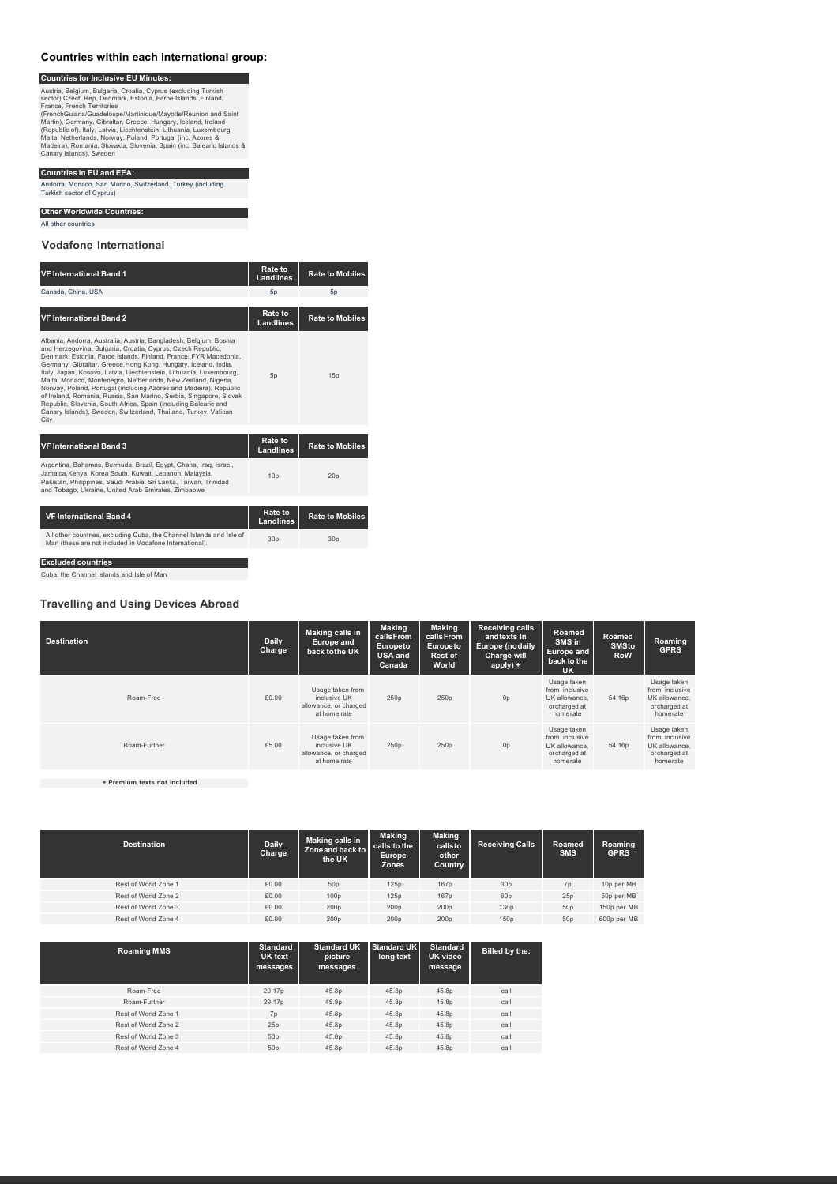## Countries within each international group:

| Countries for Inclusive EU Minutes: |
|---|
| Austria, Belgium, Bulgaria, Croatia, Cyprus (excluding Turkish sector),Czech Rep, Denmark, Estonia, Faroe Islands ,Finland, France, French Territories (FrenchGuiana/Guadeloupe/Martinique/Mayotte/Reunion and Saint Martin), Germany, Gibraltar, Greece, Hungary, Iceland, Ireland (Republic of), Italy, Latvia, Liechtenstein, Lithuania, Luxembourg, Malta, Netherlands, Norway, Poland, Portugal (inc. Azores & Madeira), Romania, Slovakia, Slovenia, Spain (inc. Balearic Islands & Canary Islands), Sweden |

| Countries in EU and EEA: |
|---|
| Andorra, Monaco, San Marino, Switzerland, Turkey (including Turkish sector of Cyprus) |

| Other Worldwide Countries: |
|---|
| All other countries |

## Vodafone International

| VF International Band 1 | Rate to Landlines | Rate to Mobiles |
|---|---|---|
| Canada, China, USA | 5p | 5p |

| VF International Band 2 | Rate to Landlines | Rate to Mobiles |
|---|---|---|
| Albania, Andorra, Australia, Austria, Bangladesh, Belgium, Bosnia and Herzegovina, Bulgaria, Croatia, Cyprus, Czech Republic, Denmark, Estonia, Faroe Islands, Finland, France, FYR Macedonia, Germany, Gibraltar, Greece,Hong Kong, Hungary, Iceland, India, Italy, Japan, Kosovo, Latvia, Liechtenstein, Lithuania, Luxembourg, Malta, Monaco, Montenegro, Netherlands, New Zealand, Nigeria, Norway, Poland, Portugal (including Azores and Madeira), Republic of Ireland, Romania, Russia, San Marino, Serbia, Singapore, Slovak Republic, Slovenia, South Africa, Spain (including Balearic and Canary Islands), Sweden, Switzerland, Thailand, Turkey, Vatican City | 5p | 15p |

| VF International Band 3 | Rate to Landlines | Rate to Mobiles |
|---|---|---|
| Argentina, Bahamas, Bermuda, Brazil, Egypt, Ghana, Iraq, Israel, Jamaica,Kenya, Korea South, Kuwait, Lebanon, Malaysia, Pakistan, Philippines, Saudi Arabia, Sri Lanka, Taiwan, Trinidad and Tobago, Ukraine, United Arab Emirates, Zimbabwe | 10p | 20p |

| VF International Band 4 | Rate to Landlines | Rate to Mobiles |
|---|---|---|
| All other countries, excluding Cuba, the Channel Islands and Isle of Man (these are not included in Vodafone International). | 30p | 30p |

| Excluded countries |
|---|
| Cuba, the Channel Islands and Isle of Man |

## Travelling and Using Devices Abroad

| Destination | Daily Charge | Making calls in Europe and back tothe UK | Making callsFrom Europeto USA and Canada | Making callsFrom Europeto Rest of World | Receiving calls andtexts In Europe (nodaily Charge will apply) + | Roamed SMS in Europe and back to the UK | Roamed SMSto RoW | Roaming GPRS |
|---|---|---|---|---|---|---|---|---|
| Roam-Free | £0.00 | Usage taken from inclusive UK allowance, or charged at home rate | 250p | 250p | 0p | Usage taken from inclusive UK allowance, orcharged at homerate | 54.16p | Usage taken from inclusive UK allowance, orcharged at homerate |
| Roam-Further | £5.00 | Usage taken from inclusive UK allowance, or charged at home rate | 250p | 250p | 0p | Usage taken from inclusive UK allowance, orcharged at homerate | 54.16p | Usage taken from inclusive UK allowance, orcharged at homerate |

**+ Premium texts not included**

| Destination | Daily Charge | Making calls in Zoneand back to the UK | Making calls to the Europe Zones | Making callsto other Country | Receiving Calls | Roamed SMS | Roaming GPRS |
|---|---|---|---|---|---|---|---|
| Rest of World Zone 1 | £0.00 | 50p | 125p | 167p | 30p | 7p | 10p per MB |
| Rest of World Zone 2 | £0.00 | 100p | 125p | 167p | 60p | 25p | 50p per MB |
| Rest of World Zone 3 | £0.00 | 200p | 200p | 200p | 130p | 50p | 150p per MB |
| Rest of World Zone 4 | £0.00 | 200p | 200p | 200p | 150p | 50p | 600p per MB |

| Roaming MMS | Standard UK text messages | Standard UK picture messages | Standard UK long text | Standard UK video message | Billed by the: |
|---|---|---|---|---|---|
| Roam-Free | 29.17p | 45.8p | 45.8p | 45.8p | call |
| Roam-Further | 29.17p | 45.8p | 45.8p | 45.8p | call |
| Rest of World Zone 1 | 7p | 45.8p | 45.8p | 45.8p | call |
| Rest of World Zone 2 | 25p | 45.8p | 45.8p | 45.8p | call |
| Rest of World Zone 3 | 50p | 45.8p | 45.8p | 45.8p | call |
| Rest of World Zone 4 | 50p | 45.8p | 45.8p | 45.8p | call |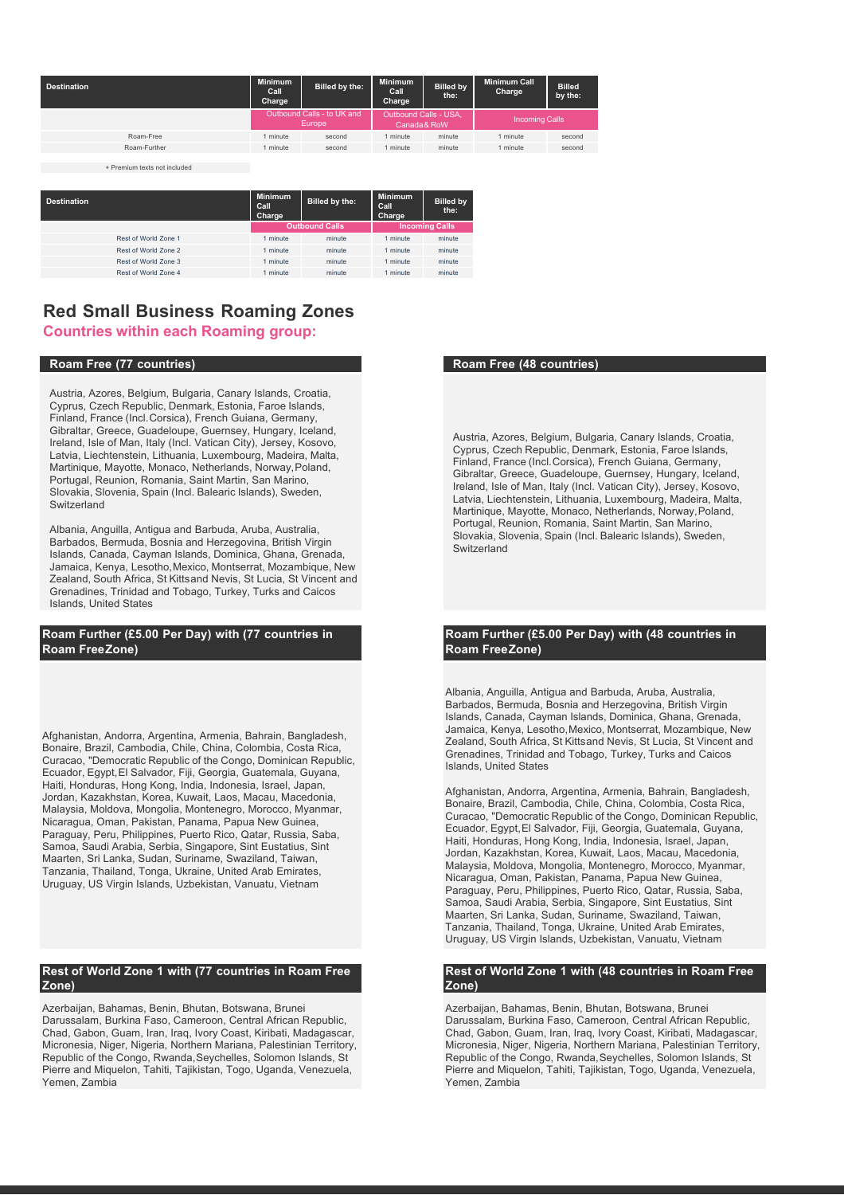| Destination | Minimum Call Charge | Billed by the: | Minimum Call Charge | Billed by the: | Minimum Call Charge | Billed by the: |
|---|---|---|---|---|---|---|
| | Outbound Calls - to UK and Europe | | Outbound Calls - USA, Canada & RoW | | Incoming Calls | |
| Roam-Free | 1 minute | second | 1 minute | minute | 1 minute | second |
| Roam-Further | 1 minute | second | 1 minute | minute | 1 minute | second |

+ Premium texts not included

| Destination | Minimum Call Charge | Billed by the: | Minimum Call Charge | Billed by the: |
|---|---|---|---|---|
| | Outbound Calls | | Incoming Calls | |
| Rest of World Zone 1 | 1 minute | minute | 1 minute | minute |
| Rest of World Zone 2 | 1 minute | minute | 1 minute | minute |
| Rest of World Zone 3 | 1 minute | minute | 1 minute | minute |
| Rest of World Zone 4 | 1 minute | minute | 1 minute | minute |

## Red Small Business Roaming Zones

### Countries within each Roaming group:

#### Roam Free (77 countries)

Austria, Azores, Belgium, Bulgaria, Canary Islands, Croatia, Cyprus, Czech Republic, Denmark, Estonia, Faroe Islands, Finland, France (Incl. Corsica), French Guiana, Germany, Gibraltar, Greece, Guadeloupe, Guernsey, Hungary, Iceland, Ireland, Isle of Man, Italy (Incl. Vatican City), Jersey, Kosovo, Latvia, Liechtenstein, Lithuania, Luxembourg, Madeira, Malta, Martinique, Mayotte, Monaco, Netherlands, Norway, Poland, Portugal, Reunion, Romania, Saint Martin, San Marino, Slovakia, Slovenia, Spain (Incl. Balearic Islands), Sweden, Switzerland

Albania, Anguilla, Antigua and Barbuda, Aruba, Australia, Barbados, Bermuda, Bosnia and Herzegovina, British Virgin Islands, Canada, Cayman Islands, Dominica, Ghana, Grenada, Jamaica, Kenya, Lesotho, Mexico, Montserrat, Mozambique, New Zealand, South Africa, St Kitts and Nevis, St Lucia, St Vincent and Grenadines, Trinidad and Tobago, Turkey, Turks and Caicos Islands, United States

#### Roam Further (£5.00 Per Day) with (77 countries in Roam Free Zone)

Afghanistan, Andorra, Argentina, Armenia, Bahrain, Bangladesh, Bonaire, Brazil, Cambodia, Chile, China, Colombia, Costa Rica, Curacao, "Democratic Republic of the Congo, Dominican Republic, Ecuador, Egypt, El Salvador, Fiji, Georgia, Guatemala, Guyana, Haiti, Honduras, Hong Kong, India, Indonesia, Israel, Japan, Jordan, Kazakhstan, Korea, Kuwait, Laos, Macau, Macedonia, Malaysia, Moldova, Mongolia, Montenegro, Morocco, Myanmar, Nicaragua, Oman, Pakistan, Panama, Papua New Guinea, Paraguay, Peru, Philippines, Puerto Rico, Qatar, Russia, Saba, Samoa, Saudi Arabia, Serbia, Singapore, Sint Eustatius, Sint Maarten, Sri Lanka, Sudan, Suriname, Swaziland, Taiwan, Tanzania, Thailand, Tonga, Ukraine, United Arab Emirates, Uruguay, US Virgin Islands, Uzbekistan, Vanuatu, Vietnam

#### Rest of World Zone 1 with (77 countries in Roam Free Zone)

Azerbaijan, Bahamas, Benin, Bhutan, Botswana, Brunei Darussalam, Burkina Faso, Cameroon, Central African Republic, Chad, Gabon, Guam, Iran, Iraq, Ivory Coast, Kiribati, Madagascar, Micronesia, Niger, Nigeria, Northern Mariana, Palestinian Territory, Republic of the Congo, Rwanda, Seychelles, Solomon Islands, St Pierre and Miquelon, Tahiti, Tajikistan, Togo, Uganda, Venezuela, Yemen, Zambia

#### Roam Free (48 countries)

Austria, Azores, Belgium, Bulgaria, Canary Islands, Croatia, Cyprus, Czech Republic, Denmark, Estonia, Faroe Islands, Finland, France (Incl. Corsica), French Guiana, Germany, Gibraltar, Greece, Guadeloupe, Guernsey, Hungary, Iceland, Ireland, Isle of Man, Italy (Incl. Vatican City), Jersey, Kosovo, Latvia, Liechtenstein, Lithuania, Luxembourg, Madeira, Malta, Martinique, Mayotte, Monaco, Netherlands, Norway, Poland, Portugal, Reunion, Romania, Saint Martin, San Marino, Slovakia, Slovenia, Spain (Incl. Balearic Islands), Sweden, Switzerland

#### Roam Further (£5.00 Per Day) with (48 countries in Roam Free Zone)

Albania, Anguilla, Antigua and Barbuda, Aruba, Australia, Barbados, Bermuda, Bosnia and Herzegovina, British Virgin Islands, Canada, Cayman Islands, Dominica, Ghana, Grenada, Jamaica, Kenya, Lesotho, Mexico, Montserrat, Mozambique, New Zealand, South Africa, St Kitts and Nevis, St Lucia, St Vincent and Grenadines, Trinidad and Tobago, Turkey, Turks and Caicos Islands, United States

Afghanistan, Andorra, Argentina, Armenia, Bahrain, Bangladesh, Bonaire, Brazil, Cambodia, Chile, China, Colombia, Costa Rica, Curacao, "Democratic Republic of the Congo, Dominican Republic, Ecuador, Egypt, El Salvador, Fiji, Georgia, Guatemala, Guyana, Haiti, Honduras, Hong Kong, India, Indonesia, Israel, Japan, Jordan, Kazakhstan, Korea, Kuwait, Laos, Macau, Macedonia, Malaysia, Moldova, Mongolia, Montenegro, Morocco, Myanmar, Nicaragua, Oman, Pakistan, Panama, Papua New Guinea, Paraguay, Peru, Philippines, Puerto Rico, Qatar, Russia, Saba, Samoa, Saudi Arabia, Serbia, Singapore, Sint Eustatius, Sint Maarten, Sri Lanka, Sudan, Suriname, Swaziland, Taiwan, Tanzania, Thailand, Tonga, Ukraine, United Arab Emirates, Uruguay, US Virgin Islands, Uzbekistan, Vanuatu, Vietnam

#### Rest of World Zone 1 with (48 countries in Roam Free Zone)

Azerbaijan, Bahamas, Benin, Bhutan, Botswana, Brunei Darussalam, Burkina Faso, Cameroon, Central African Republic, Chad, Gabon, Guam, Iran, Iraq, Ivory Coast, Kiribati, Madagascar, Micronesia, Niger, Nigeria, Northern Mariana, Palestinian Territory, Republic of the Congo, Rwanda, Seychelles, Solomon Islands, St Pierre and Miquelon, Tahiti, Tajikistan, Togo, Uganda, Venezuela, Yemen, Zambia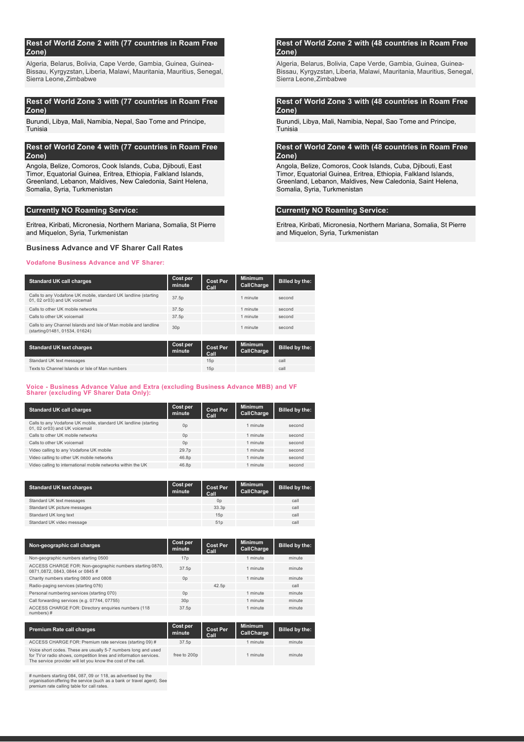## Rest of World Zone 2 with (77 countries in Roam Free Zone)

Algeria, Belarus, Bolivia, Cape Verde, Gambia, Guinea, Guinea-Bissau, Kyrgyzstan, Liberia, Malawi, Mauritania, Mauritius, Senegal, Sierra Leone,Zimbabwe

## Rest of World Zone 3 with (77 countries in Roam Free Zone)

Burundi, Libya, Mali, Namibia, Nepal, Sao Tome and Principe, Tunisia

## Rest of World Zone 4 with (77 countries in Roam Free Zone)

Angola, Belize, Comoros, Cook Islands, Cuba, Djibouti, East Timor, Equatorial Guinea, Eritrea, Ethiopia, Falkland Islands, Greenland, Lebanon, Maldives, New Caledonia, Saint Helena, Somalia, Syria, Turkmenistan

## Currently NO Roaming Service:

Eritrea, Kiribati, Micronesia, Northern Mariana, Somalia, St Pierre and Miquelon, Syria, Turkmenistan

### Business Advance and VF Sharer Call Rates

**Vodafone Business Advance and VF Sharer:**

| Standard UK call charges | Cost per minute | Cost Per Call | Minimum CallCharge | Billed by the: |
|---|---|---|---|---|
| Calls to any Vodafone UK mobile, standard UK landline (starting 01, 02 or03) and UK voicemail | 37.5p | | 1 minute | second |
| Calls to other UK mobile networks | 37.5p | | 1 minute | second |
| Calls to other UK voicemail | 37.5p | | 1 minute | second |
| Calls to any Channel Islands and Isle of Man mobile and landline (starting01481, 01534, 01624) | 30p | | 1 minute | second |

| Standard UK text charges | Cost per minute | Cost Per Call | Minimum CallCharge | Billed by the: |
|---|---|---|---|---|
| Standard UK text messages | | 15p | | call |
| Texts to Channel Islands or Isle of Man numbers | | 15p | | call |

**Voice - Business Advance Value and Extra (excluding Business Advance MBB) and VF Sharer (excluding VF Sharer Data Only):**

| Standard UK call charges | Cost per minute | Cost Per Call | Minimum CallCharge | Billed by the: |
|---|---|---|---|---|
| Calls to any Vodafone UK mobile, standard UK landline (starting 01, 02 or03) and UK voicemail | 0p | | 1 minute | second |
| Calls to other UK mobile networks | 0p | | 1 minute | second |
| Calls to other UK voicemail | 0p | | 1 minute | second |
| Video calling to any Vodafone UK mobile | 29.7p | | 1 minute | second |
| Video calling to other UK mobile networks | 46.8p | | 1 minute | second |
| Video calling to international mobile networks within the UK | 46.8p | | 1 minute | second |

| Standard UK text charges | Cost per minute | Cost Per Call | Minimum CallCharge | Billed by the: |
|---|---|---|---|---|
| Standard UK text messages | | 0p | | call |
| Standard UK picture messages | | 33.3p | | call |
| Standard UK long text | | 15p | | call |
| Standard UK video message | | 51p | | call |

| Non-geographic call charges | Cost per minute | Cost Per Call | Minimum CallCharge | Billed by the: |
|---|---|---|---|---|
| Non-geographic numbers starting 0500 | 17p | | 1 minute | minute |
| ACCESS CHARGE FOR: Non-geographic numbers starting 0870, 0871,0872, 0843, 0844 or 0845 # | 37.5p | | 1 minute | minute |
| Charity numbers starting 0800 and 0808 | 0p | | 1 minute | minute |
| Radio-paging services (starting 076) | | 42.5p | | call |
| Personal numbering services (starting 070) | 0p | | 1 minute | minute |
| Call forwarding services (e.g. 07744, 07755) | 30p | | 1 minute | minute |
| ACCESS CHARGE FOR: Directory enquiries numbers (118 numbers) # | 37.5p | | 1 minute | minute |

| Premium Rate call charges | Cost per minute | Cost Per Call | Minimum CallCharge | Billed by the: |
|---|---|---|---|---|
| ACCESS CHARGE FOR: Premium rate services (starting 09) # | 37.5p | | 1 minute | minute |
| Voice short codes. These are usually 5-7 numbers long and used for TVor radio shows, competition lines and information services. The service provider will let you know the cost of the call. | free to 200p | | 1 minute | minute |

# numbers starting 084, 087, 09 or 118, as advertised by the organisation offering the service (such as a bank or travel agent). See premium rate calling table for call rates.

## Rest of World Zone 2 with (48 countries in Roam Free Zone)

Algeria, Belarus, Bolivia, Cape Verde, Gambia, Guinea, Guinea-Bissau, Kyrgyzstan, Liberia, Malawi, Mauritania, Mauritius, Senegal, Sierra Leone,Zimbabwe

## Rest of World Zone 3 with (48 countries in Roam Free Zone)

Burundi, Libya, Mali, Namibia, Nepal, Sao Tome and Principe, Tunisia

## Rest of World Zone 4 with (48 countries in Roam Free Zone)

Angola, Belize, Comoros, Cook Islands, Cuba, Djibouti, East Timor, Equatorial Guinea, Eritrea, Ethiopia, Falkland Islands, Greenland, Lebanon, Maldives, New Caledonia, Saint Helena, Somalia, Syria, Turkmenistan

## Currently NO Roaming Service:

Eritrea, Kiribati, Micronesia, Northern Mariana, Somalia, St Pierre and Miquelon, Syria, Turkmenistan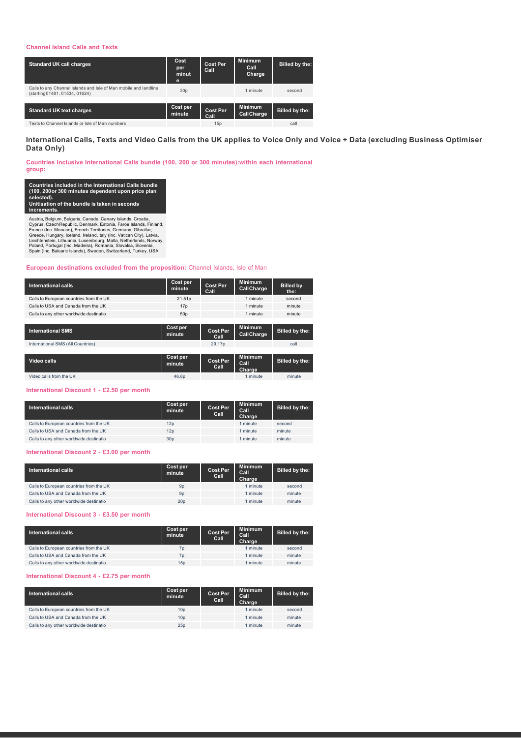### Channel Island Calls and Texts

| Standard UK call charges | Cost per minute | Cost Per Call | Minimum Call Charge | Billed by the: |
|---|---|---|---|---|
| Calls to any Channel Islands and Isle of Man mobile and landline (starting 01481, 01534, 01624) | 30p | | 1 minute | second |

| Standard UK text charges | Cost per minute | Cost Per Call | Minimum Call Charge | Billed by the: |
|---|---|---|---|---|
| Texts to Channel Islands or Isle of Man numbers | | 15p | | call |

## International Calls, Texts and Video Calls from the UK applies to Voice Only and Voice + Data (excluding Business Optimiser Data Only)

### Countries Inclusive International Calls bundle (100, 200 or 300 minutes):within each international group:

| Countries included in the International Calls bundle (100, 200 or 300 minutes dependent upon price plan selected). Unitisation of the bundle is taken in seconds increments. |
|---|
| Austria, Belgium, Bulgaria, Canada, Canary Islands, Croatia, Cyprus, Czech Republic, Denmark, Estonia, Faroe Islands, Finland, France (Inc. Monaco), French Territories, Germany, Gibraltar, Greece, Hungary, Iceland, Ireland, Italy (Inc. Vatican City), Latvia, Liechtenstein, Lithuania, Luxembourg, Malta, Netherlands, Norway, Poland, Portugal (Inc. Madeira), Romania, Slovakia, Slovenia, Spain (Inc. Balearic Islands), Sweden, Switzerland, Turkey, USA |

**European destinations excluded from the proposition:** Channel Islands, Isle of Man

| International calls | Cost per minute | Cost Per Call | Minimum Call Charge | Billed by the: |
|---|---|---|---|---|
| Calls to European countries from the UK | 21.51p | | 1 minute | second |
| Calls to USA and Canada from the UK | 17p | | 1 minute | minute |
| Calls to any other worldwide destinatio | 50p | | 1 minute | minute |

| International SMS | Cost per minute | Cost Per Call | Minimum Call Charge | Billed by the: |
|---|---|---|---|---|
| International SMS (All Countries) | | 29.17p | | call |

| Video calls | Cost per minute | Cost Per Call | Minimum Call Charge | Billed by the: |
|---|---|---|---|---|
| Video calls from the UK | 46.8p | | 1 minute | minute |

### International Discount 1 - £2.50 per month

| International calls | Cost per minute | Cost Per Call | Minimum Call Charge | Billed by the: |
|---|---|---|---|---|
| Calls to European countries from the UK | 12p | | 1 minute | second |
| Calls to USA and Canada from the UK | 12p | | 1 minute | minute |
| Calls to any other worldwide destinatio | 30p | | 1 minute | minute |

### International Discount 2 - £3.00 per month

| International calls | Cost per minute | Cost Per Call | Minimum Call Charge | Billed by the: |
|---|---|---|---|---|
| Calls to European countries from the UK | 9p | | 1 minute | second |
| Calls to USA and Canada from the UK | 9p | | 1 minute | minute |
| Calls to any other worldwide destinatio | 20p | | 1 minute | minute |

### International Discount 3 - £3.50 per month

| International calls | Cost per minute | Cost Per Call | Minimum Call Charge | Billed by the: |
|---|---|---|---|---|
| Calls to European countries from the UK | 7p | | 1 minute | second |
| Calls to USA and Canada from the UK | 7p | | 1 minute | minute |
| Calls to any other worldwide destinatio | 15p | | 1 minute | minute |

### International Discount 4 - £2.75 per month

| International calls | Cost per minute | Cost Per Call | Minimum Call Charge | Billed by the: |
|---|---|---|---|---|
| Calls to European countries from the UK | 10p | | 1 minute | second |
| Calls to USA and Canada from the UK | 10p | | 1 minute | minute |
| Calls to any other worldwide destinatio | 25p | | 1 minute | minute |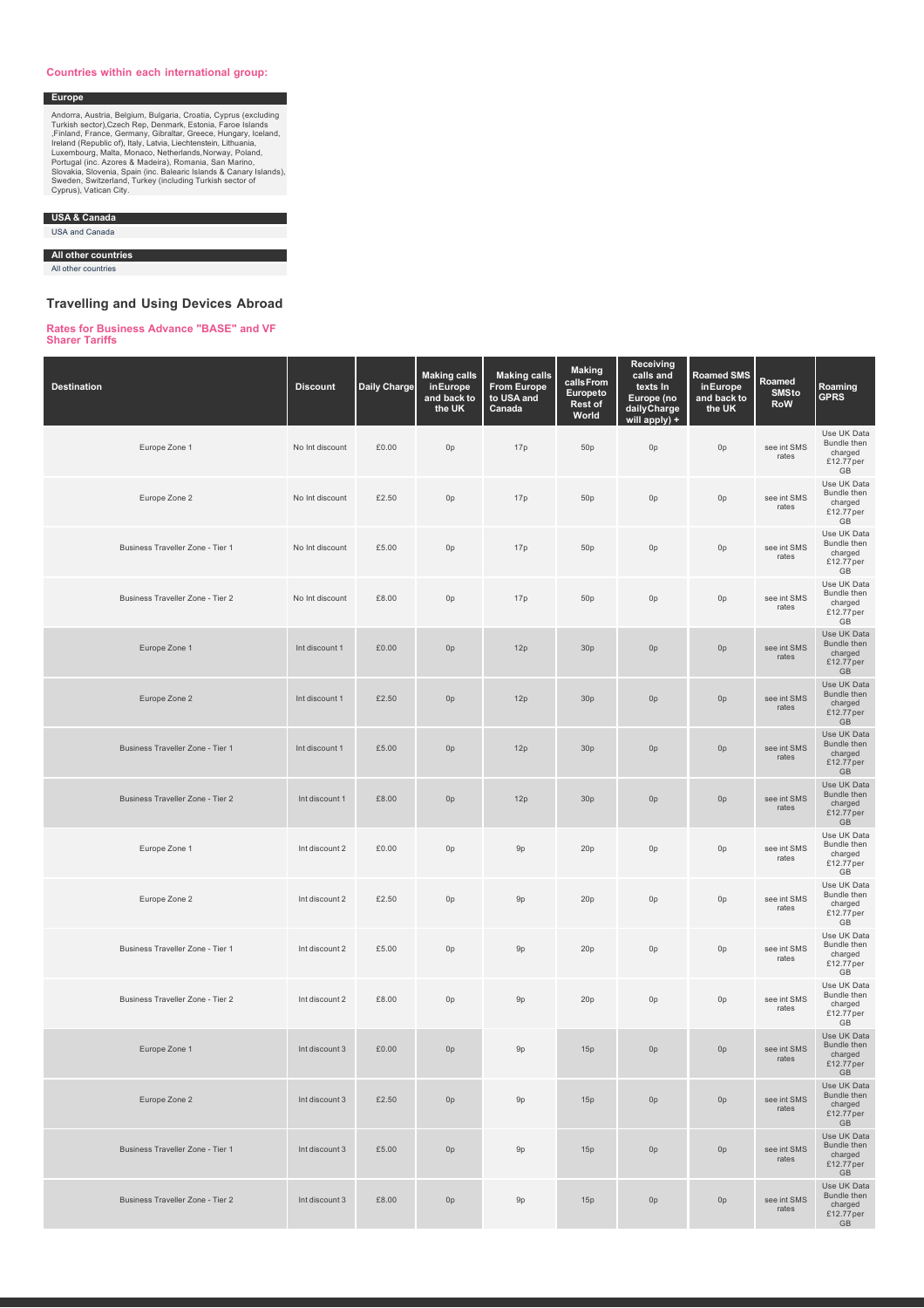### Countries within each international group:

**Europe**

Andorra, Austria, Belgium, Bulgaria, Croatia, Cyprus (excluding Turkish sector),Czech Rep, Denmark, Estonia, Faroe Islands ,Finland, France, Germany, Gibraltar, Greece, Hungary, Iceland, Ireland (Republic of), Italy, Latvia, Liechtenstein, Lithuania, Luxembourg, Malta, Monaco, Netherlands,Norway, Poland, Portugal (inc. Azores & Madeira), Romania, San Marino, Slovakia, Slovenia, Spain (inc. Balearic Islands & Canary Islands), Sweden, Switzerland, Turkey (including Turkish sector of Cyprus), Vatican City.

**USA & Canada**

USA and Canada

**All other countries**

All other countries

## Travelling and Using Devices Abroad

### Rates for Business Advance "BASE" and VF Sharer Tariffs

| Destination | Discount | Daily Charge | Making calls in Europe and back to the UK | Making calls From Europe to USA and Canada | Making calls From Europe to Rest of World | Receiving calls and texts In Europe (no daily Charge will apply) + | Roamed SMS in Europe and back to the UK | Roamed SMS to RoW | Roaming GPRS |
|---|---|---|---|---|---|---|---|---|---|
| Europe Zone 1 | No Int discount | £0.00 | 0p | 17p | 50p | 0p | 0p | see int SMS rates | Use UK Data Bundle then charged £12.77 per GB |
| Europe Zone 2 | No Int discount | £2.50 | 0p | 17p | 50p | 0p | 0p | see int SMS rates | Use UK Data Bundle then charged £12.77 per GB |
| Business Traveller Zone - Tier 1 | No Int discount | £5.00 | 0p | 17p | 50p | 0p | 0p | see int SMS rates | Use UK Data Bundle then charged £12.77 per GB |
| Business Traveller Zone - Tier 2 | No Int discount | £8.00 | 0p | 17p | 50p | 0p | 0p | see int SMS rates | Use UK Data Bundle then charged £12.77 per GB |
| Europe Zone 1 | Int discount 1 | £0.00 | 0p | 12p | 30p | 0p | 0p | see int SMS rates | Use UK Data Bundle then charged £12.77 per GB |
| Europe Zone 2 | Int discount 1 | £2.50 | 0p | 12p | 30p | 0p | 0p | see int SMS rates | Use UK Data Bundle then charged £12.77 per GB |
| Business Traveller Zone - Tier 1 | Int discount 1 | £5.00 | 0p | 12p | 30p | 0p | 0p | see int SMS rates | Use UK Data Bundle then charged £12.77 per GB |
| Business Traveller Zone - Tier 2 | Int discount 1 | £8.00 | 0p | 12p | 30p | 0p | 0p | see int SMS rates | Use UK Data Bundle then charged £12.77 per GB |
| Europe Zone 1 | Int discount 2 | £0.00 | 0p | 9p | 20p | 0p | 0p | see int SMS rates | Use UK Data Bundle then charged £12.77 per GB |
| Europe Zone 2 | Int discount 2 | £2.50 | 0p | 9p | 20p | 0p | 0p | see int SMS rates | Use UK Data Bundle then charged £12.77 per GB |
| Business Traveller Zone - Tier 1 | Int discount 2 | £5.00 | 0p | 9p | 20p | 0p | 0p | see int SMS rates | Use UK Data Bundle then charged £12.77 per GB |
| Business Traveller Zone - Tier 2 | Int discount 2 | £8.00 | 0p | 9p | 20p | 0p | 0p | see int SMS rates | Use UK Data Bundle then charged £12.77 per GB |
| Europe Zone 1 | Int discount 3 | £0.00 | 0p | 9p | 15p | 0p | 0p | see int SMS rates | Use UK Data Bundle then charged £12.77 per GB |
| Europe Zone 2 | Int discount 3 | £2.50 | 0p | 9p | 15p | 0p | 0p | see int SMS rates | Use UK Data Bundle then charged £12.77 per GB |
| Business Traveller Zone - Tier 1 | Int discount 3 | £5.00 | 0p | 9p | 15p | 0p | 0p | see int SMS rates | Use UK Data Bundle then charged £12.77 per GB |
| Business Traveller Zone - Tier 2 | Int discount 3 | £8.00 | 0p | 9p | 15p | 0p | 0p | see int SMS rates | Use UK Data Bundle then charged £12.77 per GB |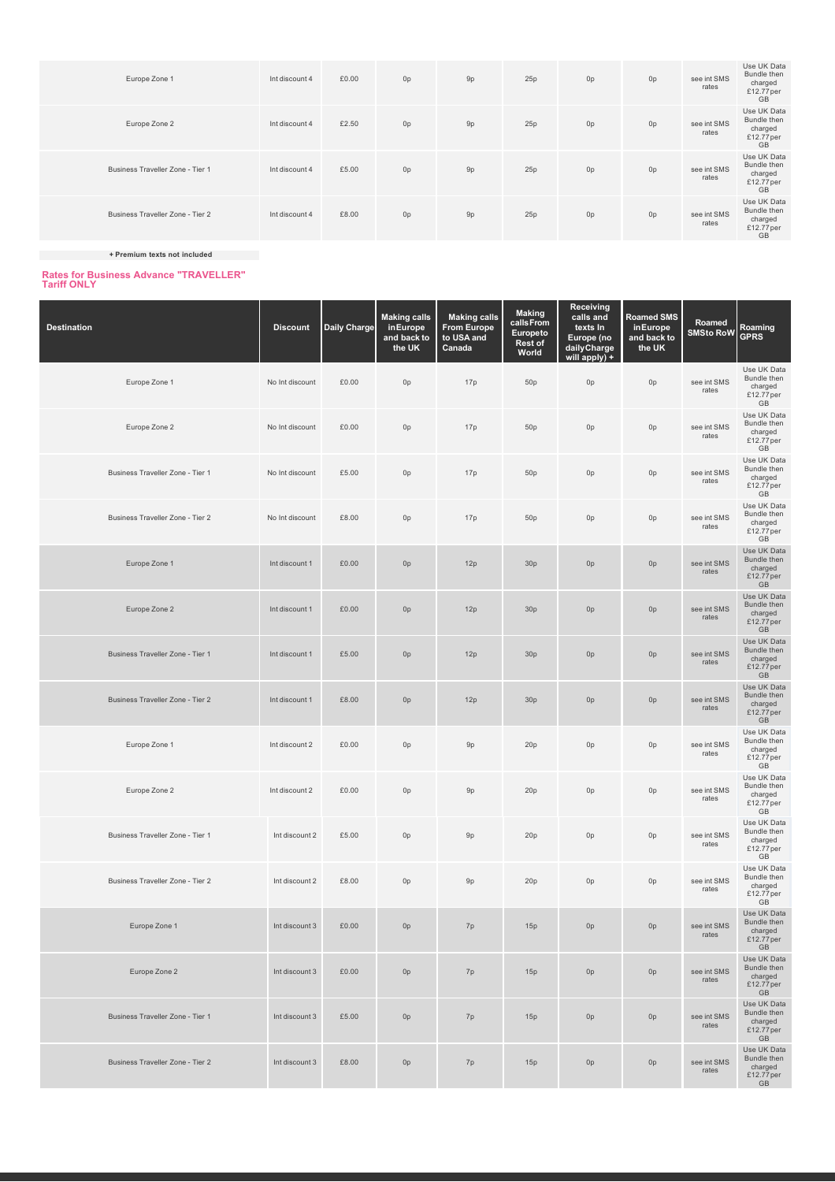| Europe Zone 1 | Int discount 4 | £0.00 | 0p | 9p | 25p | 0p | 0p | see int SMS rates | Use UK Data Bundle then charged £12.77 per GB |
|---|---|---|---|---|---|---|---|---|---|
| Europe Zone 2 | Int discount 4 | £2.50 | 0p | 9p | 25p | 0p | 0p | see int SMS rates | Use UK Data Bundle then charged £12.77 per GB |
| Business Traveller Zone - Tier 1 | Int discount 4 | £5.00 | 0p | 9p | 25p | 0p | 0p | see int SMS rates | Use UK Data Bundle then charged £12.77 per GB |
| Business Traveller Zone - Tier 2 | Int discount 4 | £8.00 | 0p | 9p | 25p | 0p | 0p | see int SMS rates | Use UK Data Bundle then charged £12.77 per GB |

**+ Premium texts not included**

**Rates for Business Advance "TRAVELLER" Tariff ONLY**

| Destination | Discount | Daily Charge | Making calls in Europe and back to the UK | Making calls From Europe to USA and Canada | Making calls From Europe to Rest of World | Receiving calls and texts In Europe (no daily Charge will apply) + | Roamed SMS in Europe and back to the UK | Roamed SMS to RoW | Roaming GPRS |
|---|---|---|---|---|---|---|---|---|---|
| Europe Zone 1 | No Int discount | £0.00 | 0p | 17p | 50p | 0p | 0p | see int SMS rates | Use UK Data Bundle then charged £12.77 per GB |
| Europe Zone 2 | No Int discount | £0.00 | 0p | 17p | 50p | 0p | 0p | see int SMS rates | Use UK Data Bundle then charged £12.77 per GB |
| Business Traveller Zone - Tier 1 | No Int discount | £5.00 | 0p | 17p | 50p | 0p | 0p | see int SMS rates | Use UK Data Bundle then charged £12.77 per GB |
| Business Traveller Zone - Tier 2 | No Int discount | £8.00 | 0p | 17p | 50p | 0p | 0p | see int SMS rates | Use UK Data Bundle then charged £12.77 per GB |
| Europe Zone 1 | Int discount 1 | £0.00 | 0p | 12p | 30p | 0p | 0p | see int SMS rates | Use UK Data Bundle then charged £12.77 per GB |
| Europe Zone 2 | Int discount 1 | £0.00 | 0p | 12p | 30p | 0p | 0p | see int SMS rates | Use UK Data Bundle then charged £12.77 per GB |
| Business Traveller Zone - Tier 1 | Int discount 1 | £5.00 | 0p | 12p | 30p | 0p | 0p | see int SMS rates | Use UK Data Bundle then charged £12.77 per GB |
| Business Traveller Zone - Tier 2 | Int discount 1 | £8.00 | 0p | 12p | 30p | 0p | 0p | see int SMS rates | Use UK Data Bundle then charged £12.77 per GB |
| Europe Zone 1 | Int discount 2 | £0.00 | 0p | 9p | 20p | 0p | 0p | see int SMS rates | Use UK Data Bundle then charged £12.77 per GB |
| Europe Zone 2 | Int discount 2 | £0.00 | 0p | 9p | 20p | 0p | 0p | see int SMS rates | Use UK Data Bundle then charged £12.77 per GB |
| Business Traveller Zone - Tier 1 | Int discount 2 | £5.00 | 0p | 9p | 20p | 0p | 0p | see int SMS rates | Use UK Data Bundle then charged £12.77 per GB |
| Business Traveller Zone - Tier 2 | Int discount 2 | £8.00 | 0p | 9p | 20p | 0p | 0p | see int SMS rates | Use UK Data Bundle then charged £12.77 per GB |
| Europe Zone 1 | Int discount 3 | £0.00 | 0p | 7p | 15p | 0p | 0p | see int SMS rates | Use UK Data Bundle then charged £12.77 per GB |
| Europe Zone 2 | Int discount 3 | £0.00 | 0p | 7p | 15p | 0p | 0p | see int SMS rates | Use UK Data Bundle then charged £12.77 per GB |
| Business Traveller Zone - Tier 1 | Int discount 3 | £5.00 | 0p | 7p | 15p | 0p | 0p | see int SMS rates | Use UK Data Bundle then charged £12.77 per GB |
| Business Traveller Zone - Tier 2 | Int discount 3 | £8.00 | 0p | 7p | 15p | 0p | 0p | see int SMS rates | Use UK Data Bundle then charged £12.77 per GB |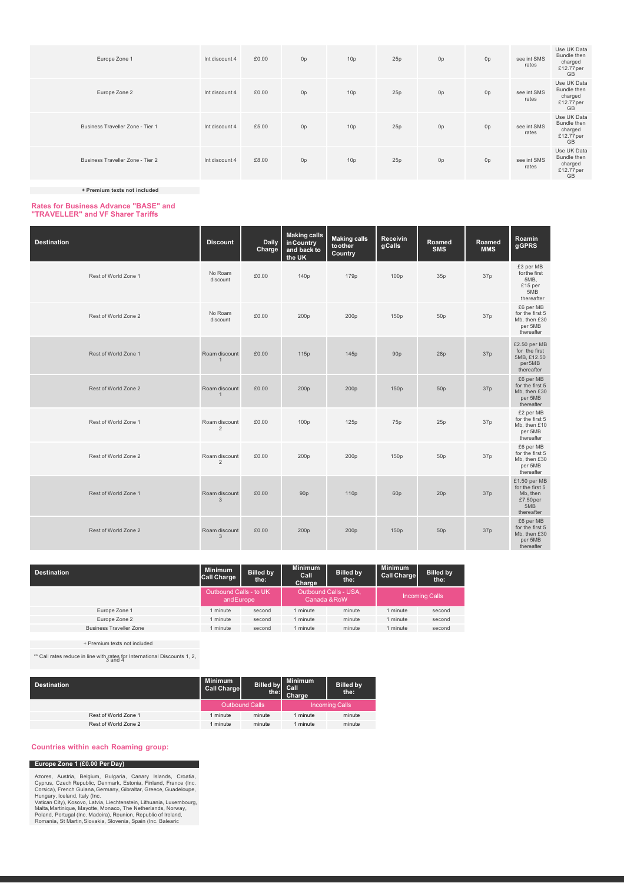| Europe Zone 1 | Int discount 4 | £0.00 | 0p | 10p | 25p | 0p | 0p | see int SMS rates | Use UK Data Bundle then charged £12.77 per GB |
|---|---|---|---|---|---|---|---|---|---|
| Europe Zone 2 | Int discount 4 | £0.00 | 0p | 10p | 25p | 0p | 0p | see int SMS rates | Use UK Data Bundle then charged £12.77 per GB |
| Business Traveller Zone - Tier 1 | Int discount 4 | £5.00 | 0p | 10p | 25p | 0p | 0p | see int SMS rates | Use UK Data Bundle then charged £12.77 per GB |
| Business Traveller Zone - Tier 2 | Int discount 4 | £8.00 | 0p | 10p | 25p | 0p | 0p | see int SMS rates | Use UK Data Bundle then charged £12.77 per GB |

**+ Premium texts not included**

## Rates for Business Advance "BASE" and "TRAVELLER" and VF Sharer Tariffs

| Destination | Discount | Daily Charge | Making calls in Country and back to the UK | Making calls to other Country | Receiving Calls | Roamed SMS | Roamed MMS | Roaming GPRS |
|---|---|---|---|---|---|---|---|---|
| Rest of World Zone 1 | No Roam discount | £0.00 | 140p | 179p | 100p | 35p | 37p | £3 per MB for the first 5MB, £15 per 5MB thereafter |
| Rest of World Zone 2 | No Roam discount | £0.00 | 200p | 200p | 150p | 50p | 37p | £6 per MB for the first 5 Mb, then £30 per 5MB thereafter |
| Rest of World Zone 1 | Roam discount 1 | £0.00 | 115p | 145p | 90p | 28p | 37p | £2.50 per MB for the first 5MB, £12.50 per 5MB thereafter |
| Rest of World Zone 2 | Roam discount 1 | £0.00 | 200p | 200p | 150p | 50p | 37p | £6 per MB for the first 5 Mb, then £30 per 5MB thereafter |
| Rest of World Zone 1 | Roam discount 2 | £0.00 | 100p | 125p | 75p | 25p | 37p | £2 per MB for the first 5 Mb, then £10 per 5MB thereafter |
| Rest of World Zone 2 | Roam discount 2 | £0.00 | 200p | 200p | 150p | 50p | 37p | £6 per MB for the first 5 Mb, then £30 per 5MB thereafter |
| Rest of World Zone 1 | Roam discount 3 | £0.00 | 90p | 110p | 60p | 20p | 37p | £1.50 per MB for the first 5 Mb, then £7.50 per 5MB thereafter |
| Rest of World Zone 2 | Roam discount 3 | £0.00 | 200p | 200p | 150p | 50p | 37p | £6 per MB for the first 5 Mb, then £30 per 5MB thereafter |

| Destination | Minimum Call Charge | Billed by the: | Minimum Call Charge | Billed by the: | Minimum Call Charge | Billed by the: |
|---|---|---|---|---|---|---|
| | Outbound Calls - to UK and Europe | | Outbound Calls - USA, Canada & RoW | | Incoming Calls | |
| Europe Zone 1 | 1 minute | second | 1 minute | minute | 1 minute | second |
| Europe Zone 2 | 1 minute | second | 1 minute | minute | 1 minute | second |
| Business Traveller Zone | 1 minute | second | 1 minute | minute | 1 minute | second |

+ Premium texts not included

** Call rates reduce in line with rates for International Discounts 1, 2, 3 and 4

| Destination | Minimum Call Charge | Billed by the: | Minimum Call Charge | Billed by the: |
|---|---|---|---|---|
| | Outbound Calls | | Incoming Calls | |
| Rest of World Zone 1 | 1 minute | minute | 1 minute | minute |
| Rest of World Zone 2 | 1 minute | minute | 1 minute | minute |

## Countries within each Roaming group:

### Europe Zone 1 (£0.00 Per Day)

Azores, Austria, Belgium, Bulgaria, Canary Islands, Croatia, Cyprus, Czech Republic, Denmark, Estonia, Finland, France (Inc. Corsica), French Guiana, Germany, Gibraltar, Greece, Guadeloupe, Hungary, Iceland, Italy (Inc. Vatican City), Kosovo, Latvia, Liechtenstein, Lithuania, Luxembourg, Malta, Martinique, Mayotte, Monaco, The Netherlands, Norway, Poland, Portugal (Inc. Madeira), Reunion, Republic of Ireland, Romania, St Martin, Slovakia, Slovenia, Spain (Inc. Balearic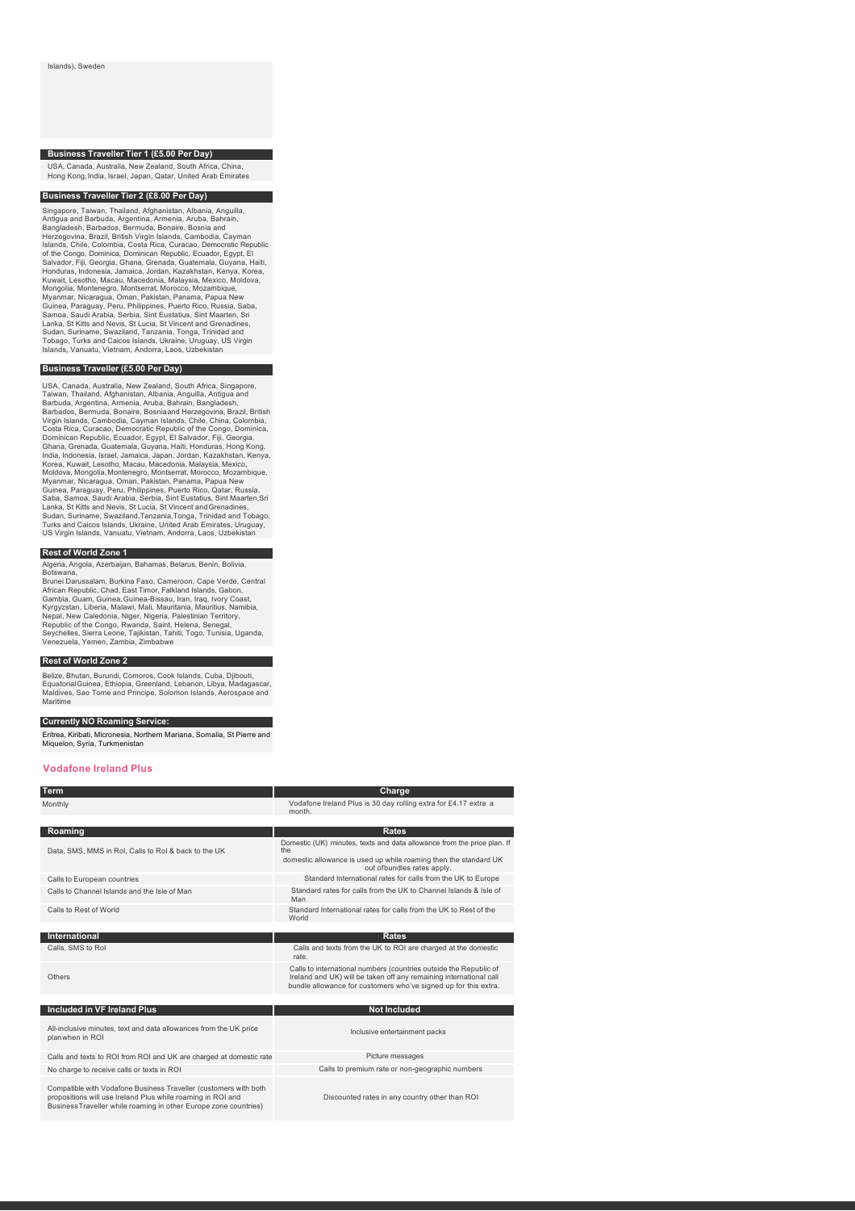Islands), Sweden

### Business Traveller Tier 1 (£5.00 Per Day)

USA, Canada, Australia, New Zealand, South Africa, China, Hong Kong, India, Israel, Japan, Qatar, United Arab Emirates

### Business Traveller Tier 2 (£8.00 Per Day)

Singapore, Taiwan, Thailand, Afghanistan, Albania, Anguilla, Antigua and Barbuda, Argentina, Armenia, Aruba, Bahrain, Bangladesh, Barbados, Bermuda, Bonaire, Bosnia and Herzegovina, Brazil, British Virgin Islands, Cambodia, Cayman Islands, Chile, Colombia, Costa Rica, Curacao, Democratic Republic of the Congo, Dominica, Dominican Republic, Ecuador, Egypt, El Salvador, Fiji, Georgia, Ghana, Grenada, Guatemala, Guyana, Haiti, Honduras, Indonesia, Jamaica, Jordan, Kazakhstan, Kenya, Korea, Kuwait, Lesotho, Macau, Macedonia, Malaysia, Mexico, Moldova, Mongolia, Montenegro, Montserrat, Morocco, Mozambique, Myanmar, Nicaragua, Oman, Pakistan, Panama, Papua New Guinea, Paraguay, Peru, Philippines, Puerto Rico, Russia, Saba, Samoa, Saudi Arabia, Serbia, Sint Eustatius, Sint Maarten, Sri Lanka, St Kitts and Nevis, St Lucia, St Vincent and Grenadines, Sudan, Suriname, Swaziland, Tanzania, Tonga, Trinidad and Tobago, Turks and Caicos Islands, Ukraine, Uruguay, US Virgin Islands, Vanuatu, Vietnam, Andorra, Laos, Uzbekistan

### Business Traveller (£5.00 Per Day)

USA, Canada, Australia, New Zealand, South Africa, Singapore, Taiwan, Thailand, Afghanistan, Albania, Anguilla, Antigua and Barbuda, Argentina, Armenia, Aruba, Bahrain, Bangladesh, Barbados, Bermuda, Bonaire, Bosniaand Herzegovina, Brazil, British Virgin Islands, Cambodia, Cayman Islands, Chile, China, Colombia, Costa Rica, Curacao, Democratic Republic of the Congo, Dominica, Dominican Republic, Ecuador, Egypt, El Salvador, Fiji, Georgia, Ghana, Grenada, Guatemala, Guyana, Haiti, Honduras, Hong Kong, India, Indonesia, Israel, Jamaica, Japan, Jordan, Kazakhstan, Kenya, Korea, Kuwait, Lesotho, Macau, Macedonia, Malaysia, Mexico, Moldova, Mongolia, Montenegro, Montserrat, Morocco, Mozambique, Myanmar, Nicaragua, Oman, Pakistan, Panama, Papua New Guinea, Paraguay, Peru, Philippines, Puerto Rico, Qatar, Russia, Saba, Samoa, Saudi Arabia, Serbia, Sint Eustatius, Sint Maarten,Sri Lanka, St Kitts and Nevis, St Lucia, St Vincent andGrenadines, Sudan, Suriname, Swaziland,Tanzania,Tonga, Trinidad and Tobago, Turks and Caicos Islands, Ukraine, United Arab Emirates, Uruguay, US Virgin Islands, Vanuatu, Vietnam, Andorra, Laos, Uzbekistan

### Rest of World Zone 1

Algeria, Angola, Azerbaijan, Bahamas, Belarus, Benin, Bolivia, Botswana, Brunei Darussalam, Burkina Faso, Cameroon, Cape Verde, Central African Republic, Chad, East Timor, Falkland Islands, Gabon, Gambia, Guam, Guinea, Guinea-Bissau, Iran, Iraq, Ivory Coast, Kyrgyzstan, Liberia, Malawi, Mali, Mauritania, Mauritius, Namibia, Nepal, New Caledonia, Niger, Nigeria, Palestinian Territory, Republic of the Congo, Rwanda, Saint, Helena, Senegal, Seychelles, Sierra Leone, Tajikistan, Tahiti, Togo, Tunisia, Uganda, Venezuela, Yemen, Zambia, Zimbabwe

### Rest of World Zone 2

Belize, Bhutan, Burundi, Comoros, Cook Islands, Cuba, Djibouti, EquatorialGuinea, Ethiopia, Greenland, Lebanon, Libya, Madagascar, Maldives, Sao Tome and Principe, Solomon Islands, Aerospace and Maritime

### Currently NO Roaming Service:

Eritrea, Kiribati, Micronesia, Northern Mariana, Somalia, St Pierre and Miquelon, Syria, Turkmenistan

## Vodafone Ireland Plus

| Term | Charge |
|---|---|
| Monthly | Vodafone Ireland Plus is 30 day rolling extra for £4.17 extra a month. |

| Roaming | Rates |
|---|---|
| Data, SMS, MMS in RoI, Calls to RoI & back to the UK | Domestic (UK) minutes, texts and data allowance from the price plan. If the domestic allowance is used up while roaming then the standard UK out ofbundles rates apply. |
| Calls to European countries | Standard International rates for calls from the UK to Europe |
| Calls to Channel Islands and the Isle of Man | Standard rates for calls from the UK to Channel Islands & Isle of Man |
| Calls to Rest of World | Standard International rates for calls from the UK to Rest of the World |

| International | Rates |
|---|---|
| Calls, SMS to RoI | Calls and texts from the UK to ROI are charged at the domestic rate. |
| Others | Calls to international numbers (countries outside the Republic of Ireland and UK) will be taken off any remaining international call bundle allowance for customers who've signed up for this extra. |

| Included in VF Ireland Plus | Not Included |
|---|---|
| All-inclusive minutes, text and data allowances from the UK price planwhen in ROI | Inclusive entertainment packs |
| Calls and texts to ROI from ROI and UK are charged at domestic rate | Picture messages |
| No charge to receive calls or texts in ROI | Calls to premium rate or non-geographic numbers |
| Compatible with Vodafone Business Traveller (customers with both propositions will use Ireland Plus while roaming in ROI and BusinessTraveller while roaming in other Europe zone countries) | Discounted rates in any country other than ROI |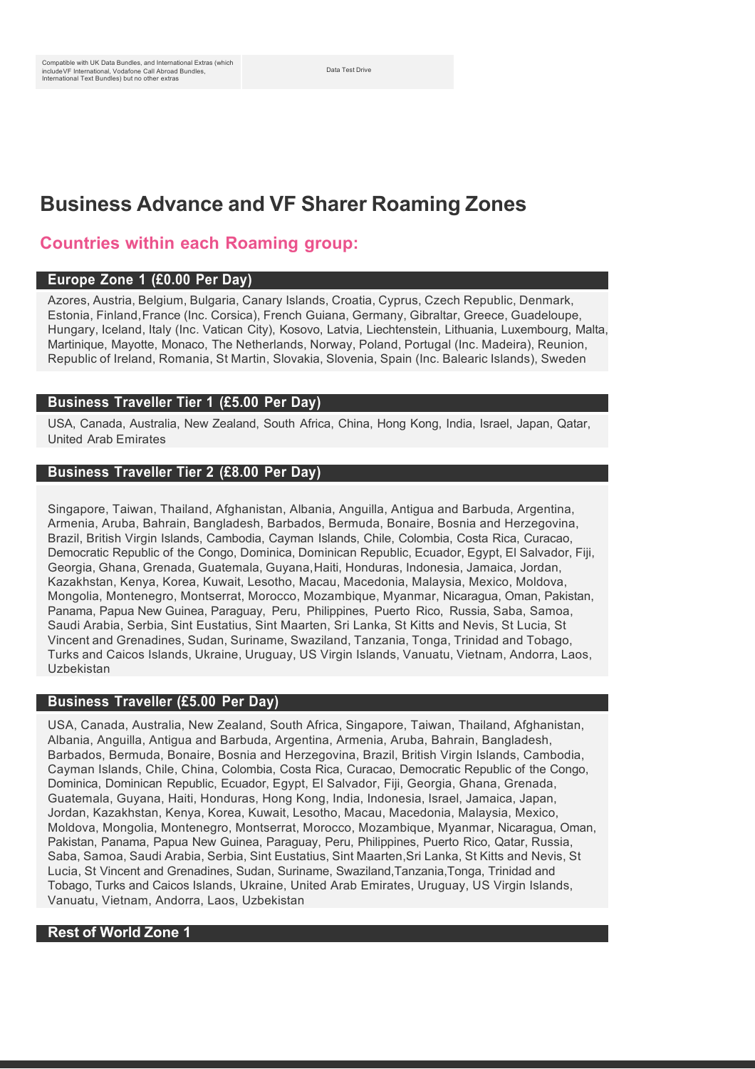| Compatible with UK Data Bundles, and International Extras (which include VF International, Vodafone Call Abroad Bundles, International Text Bundles) but no other extras | Data Test Drive |
|---|---|

# Business Advance and VF Sharer Roaming Zones

## Countries within each Roaming group:

### Europe Zone 1 (£0.00 Per Day)

Azores, Austria, Belgium, Bulgaria, Canary Islands, Croatia, Cyprus, Czech Republic, Denmark, Estonia, Finland, France (Inc. Corsica), French Guiana, Germany, Gibraltar, Greece, Guadeloupe, Hungary, Iceland, Italy (Inc. Vatican City), Kosovo, Latvia, Liechtenstein, Lithuania, Luxembourg, Malta, Martinique, Mayotte, Monaco, The Netherlands, Norway, Poland, Portugal (Inc. Madeira), Reunion, Republic of Ireland, Romania, St Martin, Slovakia, Slovenia, Spain (Inc. Balearic Islands), Sweden

### Business Traveller Tier 1 (£5.00 Per Day)

USA, Canada, Australia, New Zealand, South Africa, China, Hong Kong, India, Israel, Japan, Qatar, United Arab Emirates

### Business Traveller Tier 2 (£8.00 Per Day)

Singapore, Taiwan, Thailand, Afghanistan, Albania, Anguilla, Antigua and Barbuda, Argentina, Armenia, Aruba, Bahrain, Bangladesh, Barbados, Bermuda, Bonaire, Bosnia and Herzegovina, Brazil, British Virgin Islands, Cambodia, Cayman Islands, Chile, Colombia, Costa Rica, Curacao, Democratic Republic of the Congo, Dominica, Dominican Republic, Ecuador, Egypt, El Salvador, Fiji, Georgia, Ghana, Grenada, Guatemala, Guyana, Haiti, Honduras, Indonesia, Jamaica, Jordan, Kazakhstan, Kenya, Korea, Kuwait, Lesotho, Macau, Macedonia, Malaysia, Mexico, Moldova, Mongolia, Montenegro, Montserrat, Morocco, Mozambique, Myanmar, Nicaragua, Oman, Pakistan, Panama, Papua New Guinea, Paraguay, Peru, Philippines, Puerto Rico, Russia, Saba, Samoa, Saudi Arabia, Serbia, Sint Eustatius, Sint Maarten, Sri Lanka, St Kitts and Nevis, St Lucia, St Vincent and Grenadines, Sudan, Suriname, Swaziland, Tanzania, Tonga, Trinidad and Tobago, Turks and Caicos Islands, Ukraine, Uruguay, US Virgin Islands, Vanuatu, Vietnam, Andorra, Laos, Uzbekistan

### Business Traveller (£5.00 Per Day)

USA, Canada, Australia, New Zealand, South Africa, Singapore, Taiwan, Thailand, Afghanistan, Albania, Anguilla, Antigua and Barbuda, Argentina, Armenia, Aruba, Bahrain, Bangladesh, Barbados, Bermuda, Bonaire, Bosnia and Herzegovina, Brazil, British Virgin Islands, Cambodia, Cayman Islands, Chile, China, Colombia, Costa Rica, Curacao, Democratic Republic of the Congo, Dominica, Dominican Republic, Ecuador, Egypt, El Salvador, Fiji, Georgia, Ghana, Grenada, Guatemala, Guyana, Haiti, Honduras, Hong Kong, India, Indonesia, Israel, Jamaica, Japan, Jordan, Kazakhstan, Kenya, Korea, Kuwait, Lesotho, Macau, Macedonia, Malaysia, Mexico, Moldova, Mongolia, Montenegro, Montserrat, Morocco, Mozambique, Myanmar, Nicaragua, Oman, Pakistan, Panama, Papua New Guinea, Paraguay, Peru, Philippines, Puerto Rico, Qatar, Russia, Saba, Samoa, Saudi Arabia, Serbia, Sint Eustatius, Sint Maarten, Sri Lanka, St Kitts and Nevis, St Lucia, St Vincent and Grenadines, Sudan, Suriname, Swaziland, Tanzania, Tonga, Trinidad and Tobago, Turks and Caicos Islands, Ukraine, United Arab Emirates, Uruguay, US Virgin Islands, Vanuatu, Vietnam, Andorra, Laos, Uzbekistan

### Rest of World Zone 1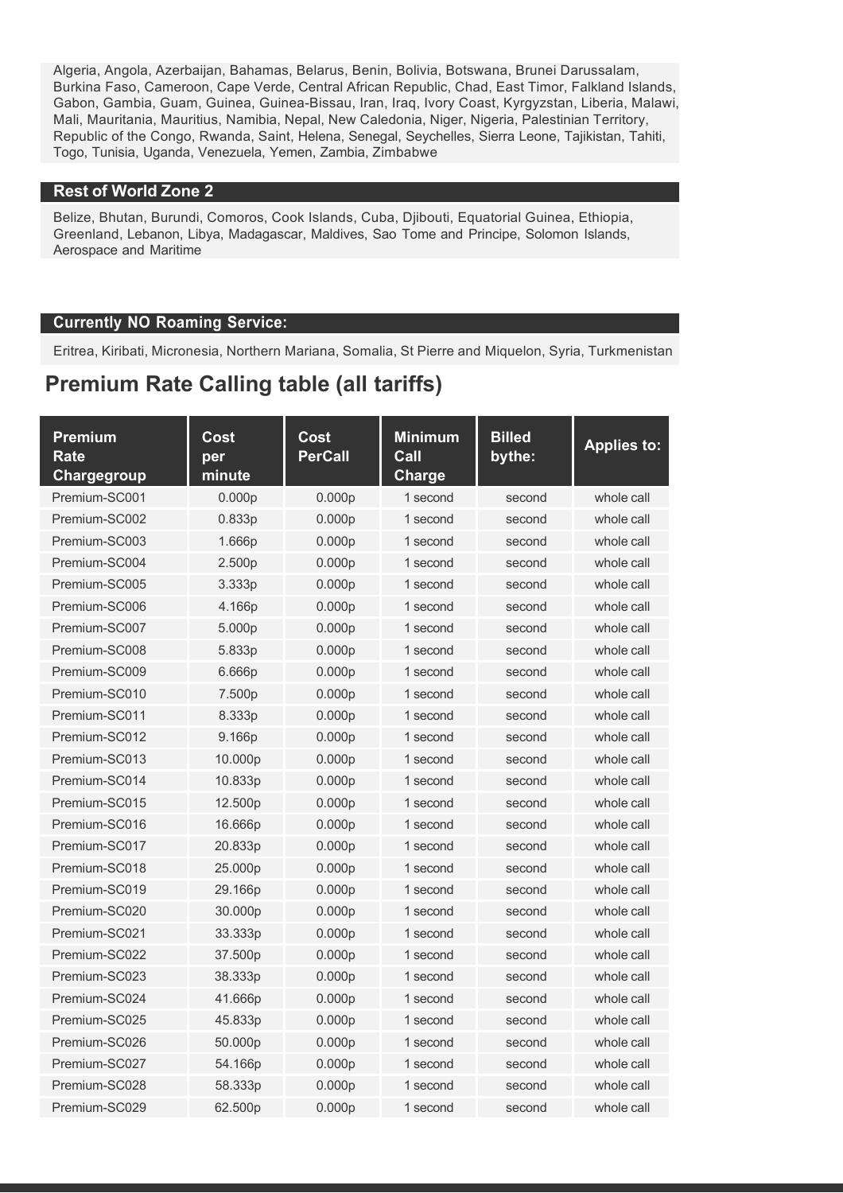Algeria, Angola, Azerbaijan, Bahamas, Belarus, Benin, Bolivia, Botswana, Brunei Darussalam, Burkina Faso, Cameroon, Cape Verde, Central African Republic, Chad, East Timor, Falkland Islands, Gabon, Gambia, Guam, Guinea, Guinea-Bissau, Iran, Iraq, Ivory Coast, Kyrgyzstan, Liberia, Malawi, Mali, Mauritania, Mauritius, Namibia, Nepal, New Caledonia, Niger, Nigeria, Palestinian Territory, Republic of the Congo, Rwanda, Saint, Helena, Senegal, Seychelles, Sierra Leone, Tajikistan, Tahiti, Togo, Tunisia, Uganda, Venezuela, Yemen, Zambia, Zimbabwe

### Rest of World Zone 2

Belize, Bhutan, Burundi, Comoros, Cook Islands, Cuba, Djibouti, Equatorial Guinea, Ethiopia, Greenland, Lebanon, Libya, Madagascar, Maldives, Sao Tome and Principe, Solomon Islands, Aerospace and Maritime

### Currently NO Roaming Service:

Eritrea, Kiribati, Micronesia, Northern Mariana, Somalia, St Pierre and Miquelon, Syria, Turkmenistan

## Premium Rate Calling table (all tariffs)

| Premium Rate Chargegroup | Cost per minute | Cost PerCall | Minimum Call Charge | Billed bythe: | Applies to: |
|---|---|---|---|---|---|
| Premium-SC001 | 0.000p | 0.000p | 1 second | second | whole call |
| Premium-SC002 | 0.833p | 0.000p | 1 second | second | whole call |
| Premium-SC003 | 1.666p | 0.000p | 1 second | second | whole call |
| Premium-SC004 | 2.500p | 0.000p | 1 second | second | whole call |
| Premium-SC005 | 3.333p | 0.000p | 1 second | second | whole call |
| Premium-SC006 | 4.166p | 0.000p | 1 second | second | whole call |
| Premium-SC007 | 5.000p | 0.000p | 1 second | second | whole call |
| Premium-SC008 | 5.833p | 0.000p | 1 second | second | whole call |
| Premium-SC009 | 6.666p | 0.000p | 1 second | second | whole call |
| Premium-SC010 | 7.500p | 0.000p | 1 second | second | whole call |
| Premium-SC011 | 8.333p | 0.000p | 1 second | second | whole call |
| Premium-SC012 | 9.166p | 0.000p | 1 second | second | whole call |
| Premium-SC013 | 10.000p | 0.000p | 1 second | second | whole call |
| Premium-SC014 | 10.833p | 0.000p | 1 second | second | whole call |
| Premium-SC015 | 12.500p | 0.000p | 1 second | second | whole call |
| Premium-SC016 | 16.666p | 0.000p | 1 second | second | whole call |
| Premium-SC017 | 20.833p | 0.000p | 1 second | second | whole call |
| Premium-SC018 | 25.000p | 0.000p | 1 second | second | whole call |
| Premium-SC019 | 29.166p | 0.000p | 1 second | second | whole call |
| Premium-SC020 | 30.000p | 0.000p | 1 second | second | whole call |
| Premium-SC021 | 33.333p | 0.000p | 1 second | second | whole call |
| Premium-SC022 | 37.500p | 0.000p | 1 second | second | whole call |
| Premium-SC023 | 38.333p | 0.000p | 1 second | second | whole call |
| Premium-SC024 | 41.666p | 0.000p | 1 second | second | whole call |
| Premium-SC025 | 45.833p | 0.000p | 1 second | second | whole call |
| Premium-SC026 | 50.000p | 0.000p | 1 second | second | whole call |
| Premium-SC027 | 54.166p | 0.000p | 1 second | second | whole call |
| Premium-SC028 | 58.333p | 0.000p | 1 second | second | whole call |
| Premium-SC029 | 62.500p | 0.000p | 1 second | second | whole call |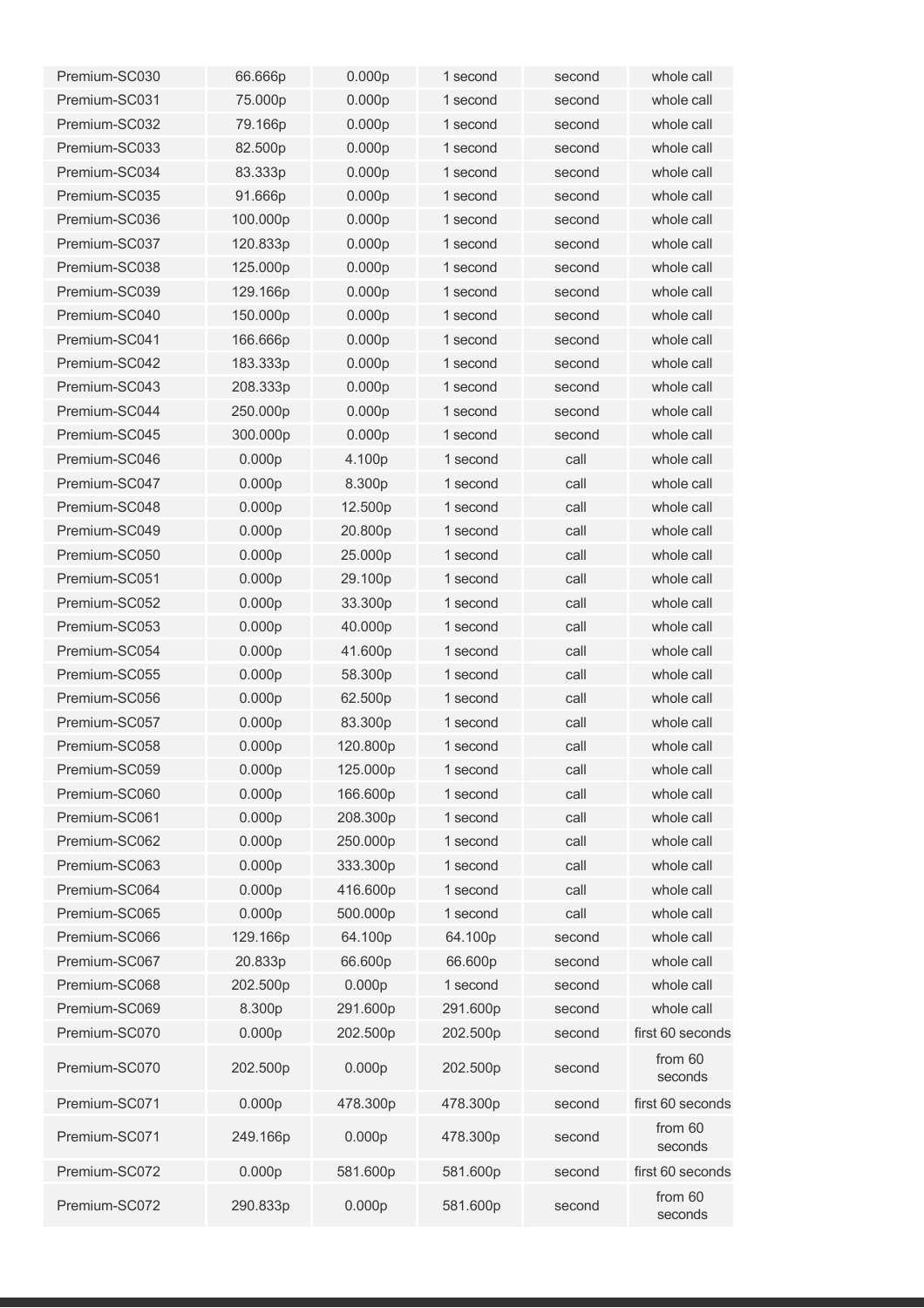| | | | | | |
|---|---|---|---|---|---|
| Premium-SC030 | 66.666p | 0.000p | 1 second | second | whole call |
| Premium-SC031 | 75.000p | 0.000p | 1 second | second | whole call |
| Premium-SC032 | 79.166p | 0.000p | 1 second | second | whole call |
| Premium-SC033 | 82.500p | 0.000p | 1 second | second | whole call |
| Premium-SC034 | 83.333p | 0.000p | 1 second | second | whole call |
| Premium-SC035 | 91.666p | 0.000p | 1 second | second | whole call |
| Premium-SC036 | 100.000p | 0.000p | 1 second | second | whole call |
| Premium-SC037 | 120.833p | 0.000p | 1 second | second | whole call |
| Premium-SC038 | 125.000p | 0.000p | 1 second | second | whole call |
| Premium-SC039 | 129.166p | 0.000p | 1 second | second | whole call |
| Premium-SC040 | 150.000p | 0.000p | 1 second | second | whole call |
| Premium-SC041 | 166.666p | 0.000p | 1 second | second | whole call |
| Premium-SC042 | 183.333p | 0.000p | 1 second | second | whole call |
| Premium-SC043 | 208.333p | 0.000p | 1 second | second | whole call |
| Premium-SC044 | 250.000p | 0.000p | 1 second | second | whole call |
| Premium-SC045 | 300.000p | 0.000p | 1 second | second | whole call |
| Premium-SC046 | 0.000p | 4.100p | 1 second | call | whole call |
| Premium-SC047 | 0.000p | 8.300p | 1 second | call | whole call |
| Premium-SC048 | 0.000p | 12.500p | 1 second | call | whole call |
| Premium-SC049 | 0.000p | 20.800p | 1 second | call | whole call |
| Premium-SC050 | 0.000p | 25.000p | 1 second | call | whole call |
| Premium-SC051 | 0.000p | 29.100p | 1 second | call | whole call |
| Premium-SC052 | 0.000p | 33.300p | 1 second | call | whole call |
| Premium-SC053 | 0.000p | 40.000p | 1 second | call | whole call |
| Premium-SC054 | 0.000p | 41.600p | 1 second | call | whole call |
| Premium-SC055 | 0.000p | 58.300p | 1 second | call | whole call |
| Premium-SC056 | 0.000p | 62.500p | 1 second | call | whole call |
| Premium-SC057 | 0.000p | 83.300p | 1 second | call | whole call |
| Premium-SC058 | 0.000p | 120.800p | 1 second | call | whole call |
| Premium-SC059 | 0.000p | 125.000p | 1 second | call | whole call |
| Premium-SC060 | 0.000p | 166.600p | 1 second | call | whole call |
| Premium-SC061 | 0.000p | 208.300p | 1 second | call | whole call |
| Premium-SC062 | 0.000p | 250.000p | 1 second | call | whole call |
| Premium-SC063 | 0.000p | 333.300p | 1 second | call | whole call |
| Premium-SC064 | 0.000p | 416.600p | 1 second | call | whole call |
| Premium-SC065 | 0.000p | 500.000p | 1 second | call | whole call |
| Premium-SC066 | 129.166p | 64.100p | 64.100p | second | whole call |
| Premium-SC067 | 20.833p | 66.600p | 66.600p | second | whole call |
| Premium-SC068 | 202.500p | 0.000p | 1 second | second | whole call |
| Premium-SC069 | 8.300p | 291.600p | 291.600p | second | whole call |
| Premium-SC070 | 0.000p | 202.500p | 202.500p | second | first 60 seconds |
| Premium-SC070 | 202.500p | 0.000p | 202.500p | second | from 60 seconds |
| Premium-SC071 | 0.000p | 478.300p | 478.300p | second | first 60 seconds |
| Premium-SC071 | 249.166p | 0.000p | 478.300p | second | from 60 seconds |
| Premium-SC072 | 0.000p | 581.600p | 581.600p | second | first 60 seconds |
| Premium-SC072 | 290.833p | 0.000p | 581.600p | second | from 60 seconds |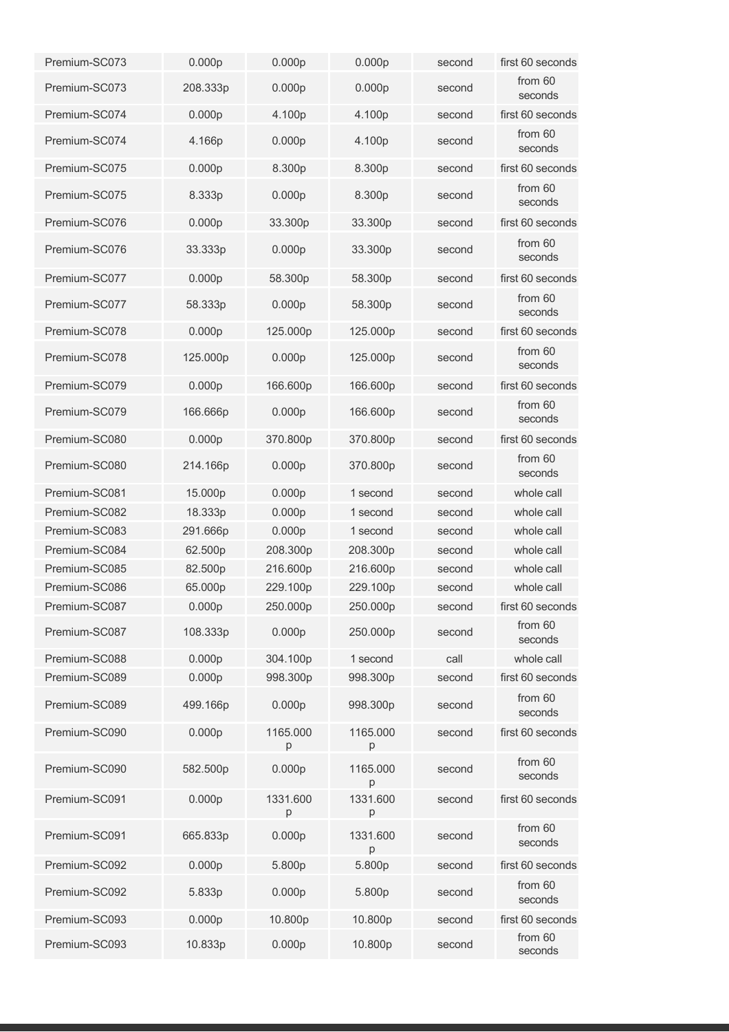| | | | | | |
|---|---|---|---|---|---|
| Premium-SC073 | 0.000p | 0.000p | 0.000p | second | first 60 seconds |
| Premium-SC073 | 208.333p | 0.000p | 0.000p | second | from 60 seconds |
| Premium-SC074 | 0.000p | 4.100p | 4.100p | second | first 60 seconds |
| Premium-SC074 | 4.166p | 0.000p | 4.100p | second | from 60 seconds |
| Premium-SC075 | 0.000p | 8.300p | 8.300p | second | first 60 seconds |
| Premium-SC075 | 8.333p | 0.000p | 8.300p | second | from 60 seconds |
| Premium-SC076 | 0.000p | 33.300p | 33.300p | second | first 60 seconds |
| Premium-SC076 | 33.333p | 0.000p | 33.300p | second | from 60 seconds |
| Premium-SC077 | 0.000p | 58.300p | 58.300p | second | first 60 seconds |
| Premium-SC077 | 58.333p | 0.000p | 58.300p | second | from 60 seconds |
| Premium-SC078 | 0.000p | 125.000p | 125.000p | second | first 60 seconds |
| Premium-SC078 | 125.000p | 0.000p | 125.000p | second | from 60 seconds |
| Premium-SC079 | 0.000p | 166.600p | 166.600p | second | first 60 seconds |
| Premium-SC079 | 166.666p | 0.000p | 166.600p | second | from 60 seconds |
| Premium-SC080 | 0.000p | 370.800p | 370.800p | second | first 60 seconds |
| Premium-SC080 | 214.166p | 0.000p | 370.800p | second | from 60 seconds |
| Premium-SC081 | 15.000p | 0.000p | 1 second | second | whole call |
| Premium-SC082 | 18.333p | 0.000p | 1 second | second | whole call |
| Premium-SC083 | 291.666p | 0.000p | 1 second | second | whole call |
| Premium-SC084 | 62.500p | 208.300p | 208.300p | second | whole call |
| Premium-SC085 | 82.500p | 216.600p | 216.600p | second | whole call |
| Premium-SC086 | 65.000p | 229.100p | 229.100p | second | whole call |
| Premium-SC087 | 0.000p | 250.000p | 250.000p | second | first 60 seconds |
| Premium-SC087 | 108.333p | 0.000p | 250.000p | second | from 60 seconds |
| Premium-SC088 | 0.000p | 304.100p | 1 second | call | whole call |
| Premium-SC089 | 0.000p | 998.300p | 998.300p | second | first 60 seconds |
| Premium-SC089 | 499.166p | 0.000p | 998.300p | second | from 60 seconds |
| Premium-SC090 | 0.000p | 1165.000p | 1165.000p | second | first 60 seconds |
| Premium-SC090 | 582.500p | 0.000p | 1165.000p | second | from 60 seconds |
| Premium-SC091 | 0.000p | 1331.600p | 1331.600p | second | first 60 seconds |
| Premium-SC091 | 665.833p | 0.000p | 1331.600p | second | from 60 seconds |
| Premium-SC092 | 0.000p | 5.800p | 5.800p | second | first 60 seconds |
| Premium-SC092 | 5.833p | 0.000p | 5.800p | second | from 60 seconds |
| Premium-SC093 | 0.000p | 10.800p | 10.800p | second | first 60 seconds |
| Premium-SC093 | 10.833p | 0.000p | 10.800p | second | from 60 seconds |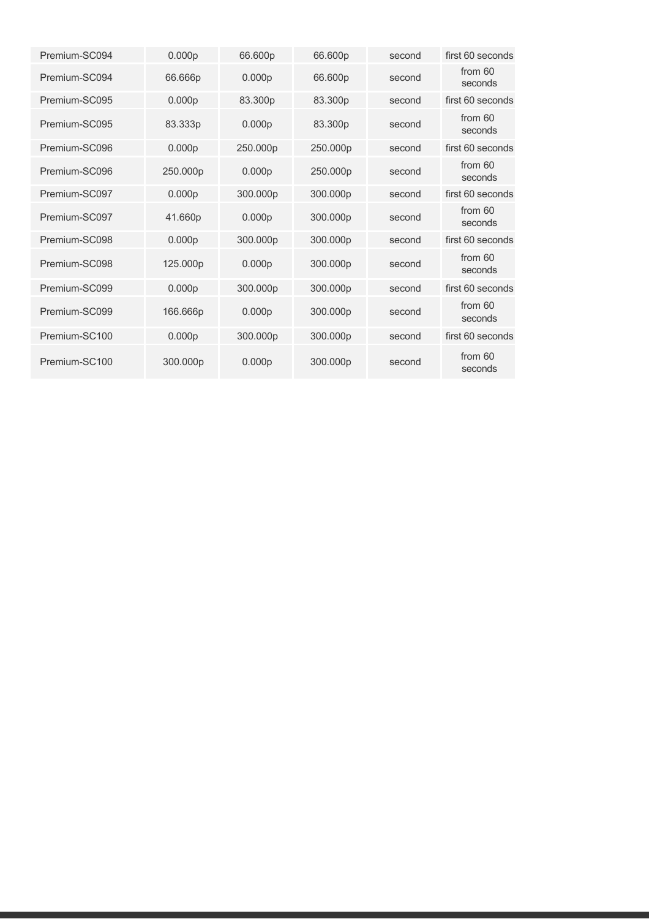| | | | | | |
|---|---|---|---|---|---|
| Premium-SC094 | 0.000p | 66.600p | 66.600p | second | first 60 seconds |
| Premium-SC094 | 66.666p | 0.000p | 66.600p | second | from 60 seconds |
| Premium-SC095 | 0.000p | 83.300p | 83.300p | second | first 60 seconds |
| Premium-SC095 | 83.333p | 0.000p | 83.300p | second | from 60 seconds |
| Premium-SC096 | 0.000p | 250.000p | 250.000p | second | first 60 seconds |
| Premium-SC096 | 250.000p | 0.000p | 250.000p | second | from 60 seconds |
| Premium-SC097 | 0.000p | 300.000p | 300.000p | second | first 60 seconds |
| Premium-SC097 | 41.660p | 0.000p | 300.000p | second | from 60 seconds |
| Premium-SC098 | 0.000p | 300.000p | 300.000p | second | first 60 seconds |
| Premium-SC098 | 125.000p | 0.000p | 300.000p | second | from 60 seconds |
| Premium-SC099 | 0.000p | 300.000p | 300.000p | second | first 60 seconds |
| Premium-SC099 | 166.666p | 0.000p | 300.000p | second | from 60 seconds |
| Premium-SC100 | 0.000p | 300.000p | 300.000p | second | first 60 seconds |
| Premium-SC100 | 300.000p | 0.000p | 300.000p | second | from 60 seconds |